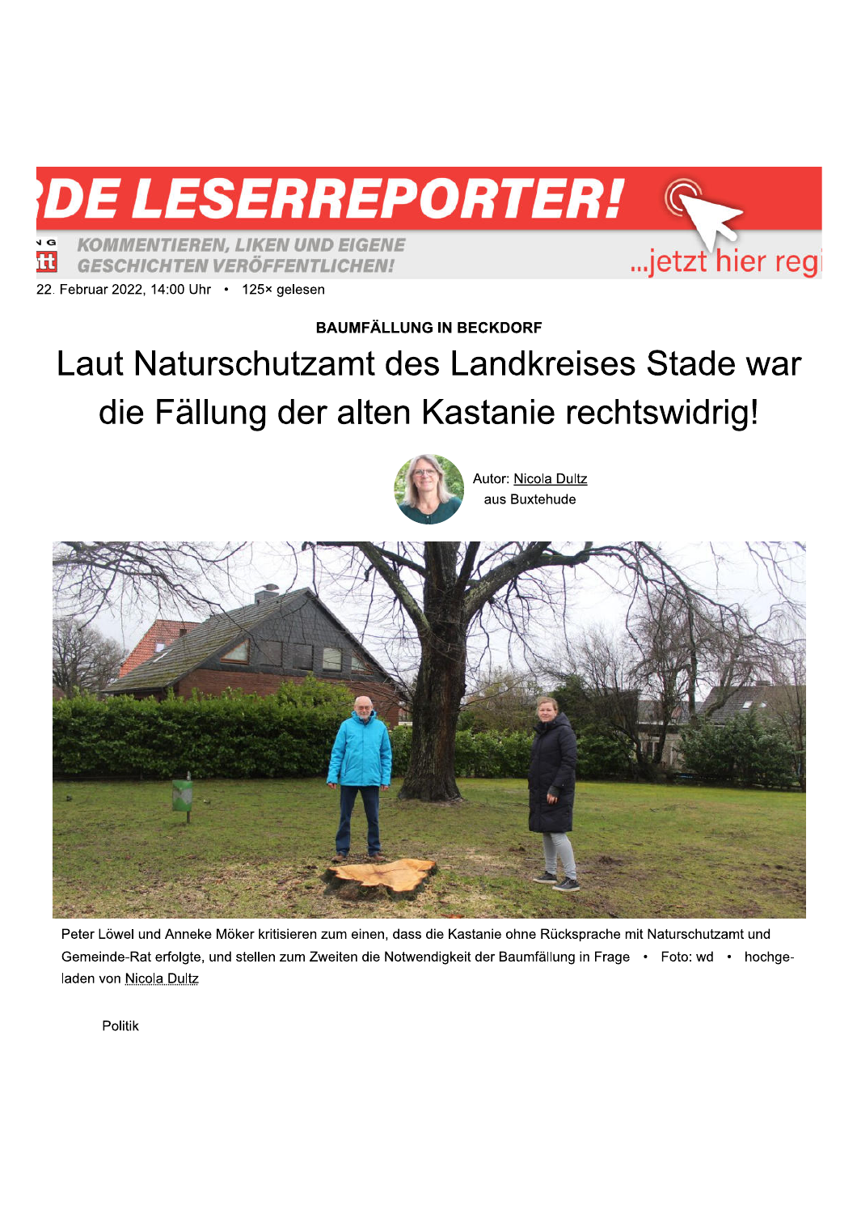22. Februar 2022, 14:00 Uhr • 125× gelesen

BAUMFÄLLUNG IN BECKDORF

# Laut Naturschutzamt des Landkreises Stade war die Fällung der alten Kastanie rechtswidrig!

Autor: Nicola Dultz
aus Buxtehude

Peter Löwel und Anneke Möker kritisieren zum einen, dass die Kastanie ohne Rücksprache mit Naturschutzamt und Gemeinde-Rat erfolgte, und stellen zum Zweiten die Notwendigkeit der Baumfällung in Frage • Foto: wd • hochgeladen von Nicola Dultz

Politik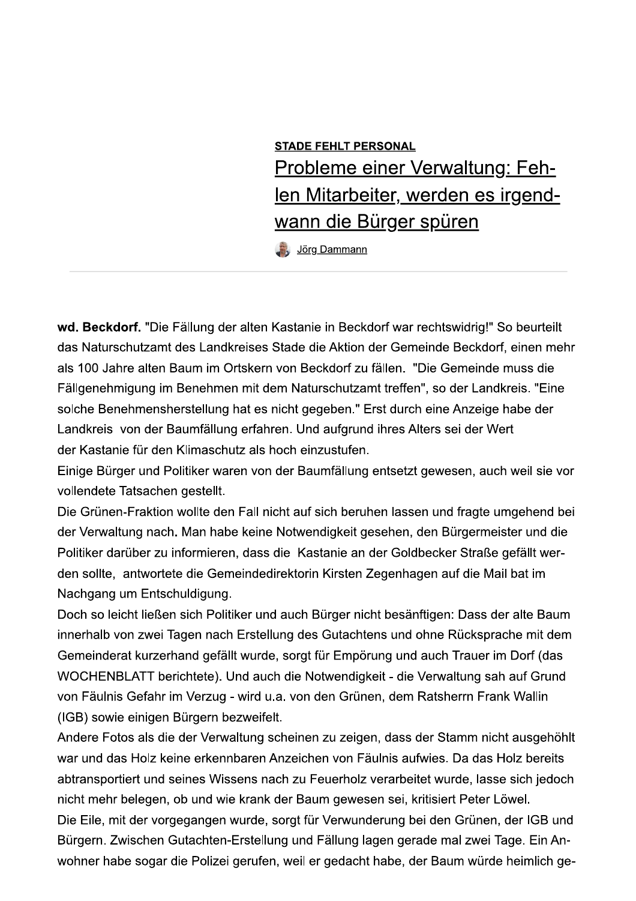**STADE FEHLT PERSONAL**

# Probleme einer Verwaltung: Fehlen Mitarbeiter, werden es irgendwann die Bürger spüren

Jörg Dammann

**wd. Beckdorf.** "Die Fällung der alten Kastanie in Beckdorf war rechtswidrig!" So beurteilt das Naturschutzamt des Landkreises Stade die Aktion der Gemeinde Beckdorf, einen mehr als 100 Jahre alten Baum im Ortskern von Beckdorf zu fällen. "Die Gemeinde muss die Fällgenehmigung im Benehmen mit dem Naturschutzamt treffen", so der Landkreis. "Eine solche Benehmensherstellung hat es nicht gegeben." Erst durch eine Anzeige habe der Landkreis von der Baumfällung erfahren. Und aufgrund ihres Alters sei der Wert der Kastanie für den Klimaschutz als hoch einzustufen.

Einige Bürger und Politiker waren von der Baumfällung entsetzt gewesen, auch weil sie vor vollendete Tatsachen gestellt.

Die Grünen-Fraktion wollte den Fall nicht auf sich beruhen lassen und fragte umgehend bei der Verwaltung nach**.** Man habe keine Notwendigkeit gesehen, den Bürgermeister und die Politiker darüber zu informieren, dass die Kastanie an der Goldbecker Straße gefällt werden sollte, antwortete die Gemeindedirektorin Kirsten Zegenhagen auf die Mail bat im Nachgang um Entschuldigung.

Doch so leicht ließen sich Politiker und auch Bürger nicht besänftigen: Dass der alte Baum innerhalb von zwei Tagen nach Erstellung des Gutachtens und ohne Rücksprache mit dem Gemeinderat kurzerhand gefällt wurde, sorgt für Empörung und auch Trauer im Dorf (das WOCHENBLATT berichtete). Und auch die Notwendigkeit - die Verwaltung sah auf Grund von Fäulnis Gefahr im Verzug - wird u.a. von den Grünen, dem Ratsherrn Frank Wallin (IGB) sowie einigen Bürgern bezweifelt.

Andere Fotos als die der Verwaltung scheinen zu zeigen, dass der Stamm nicht ausgehöhlt war und das Holz keine erkennbaren Anzeichen von Fäulnis aufwies. Da das Holz bereits abtransportiert und seines Wissens nach zu Feuerholz verarbeitet wurde, lasse sich jedoch nicht mehr belegen, ob und wie krank der Baum gewesen sei, kritisiert Peter Löwel.

Die Eile, mit der vorgegangen wurde, sorgt für Verwunderung bei den Grünen, der IGB und Bürgern. Zwischen Gutachten-Erstellung und Fällung lagen gerade mal zwei Tage. Ein Anwohner habe sogar die Polizei gerufen, weil er gedacht habe, der Baum würde heimlich ge-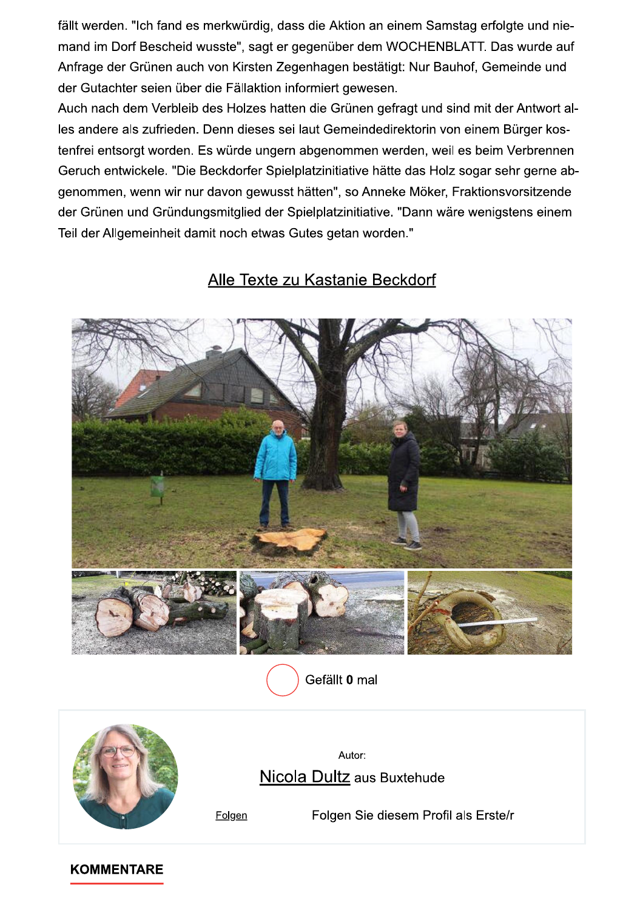fällt werden. "Ich fand es merkwürdig, dass die Aktion an einem Samstag erfolgte und niemand im Dorf Bescheid wusste", sagt er gegenüber dem WOCHENBLATT. Das wurde auf Anfrage der Grünen auch von Kirsten Zegenhagen bestätigt: Nur Bauhof, Gemeinde und der Gutachter seien über die Fällaktion informiert gewesen.

Auch nach dem Verbleib des Holzes hatten die Grünen gefragt und sind mit der Antwort alles andere als zufrieden. Denn dieses sei laut Gemeindedirektorin von einem Bürger kostenfrei entsorgt worden. Es würde ungern abgenommen werden, weil es beim Verbrennen Geruch entwickele. "Die Beckdorfer Spielplatzinitiative hätte das Holz sogar sehr gerne abgenommen, wenn wir nur davon gewusst hätten", so Anneke Möker, Fraktionsvorsitzende der Grünen und Gründungsmitglied der Spielplatzinitiative. "Dann wäre wenigstens einem Teil der Allgemeinheit damit noch etwas Gutes getan worden."

Alle Texte zu Kastanie Beckdorf

Gefällt **0** mal

Autor:

Nicola Dultz aus Buxtehude

Folgen

Folgen Sie diesem Profil als Erste/r

**KOMMENTARE**